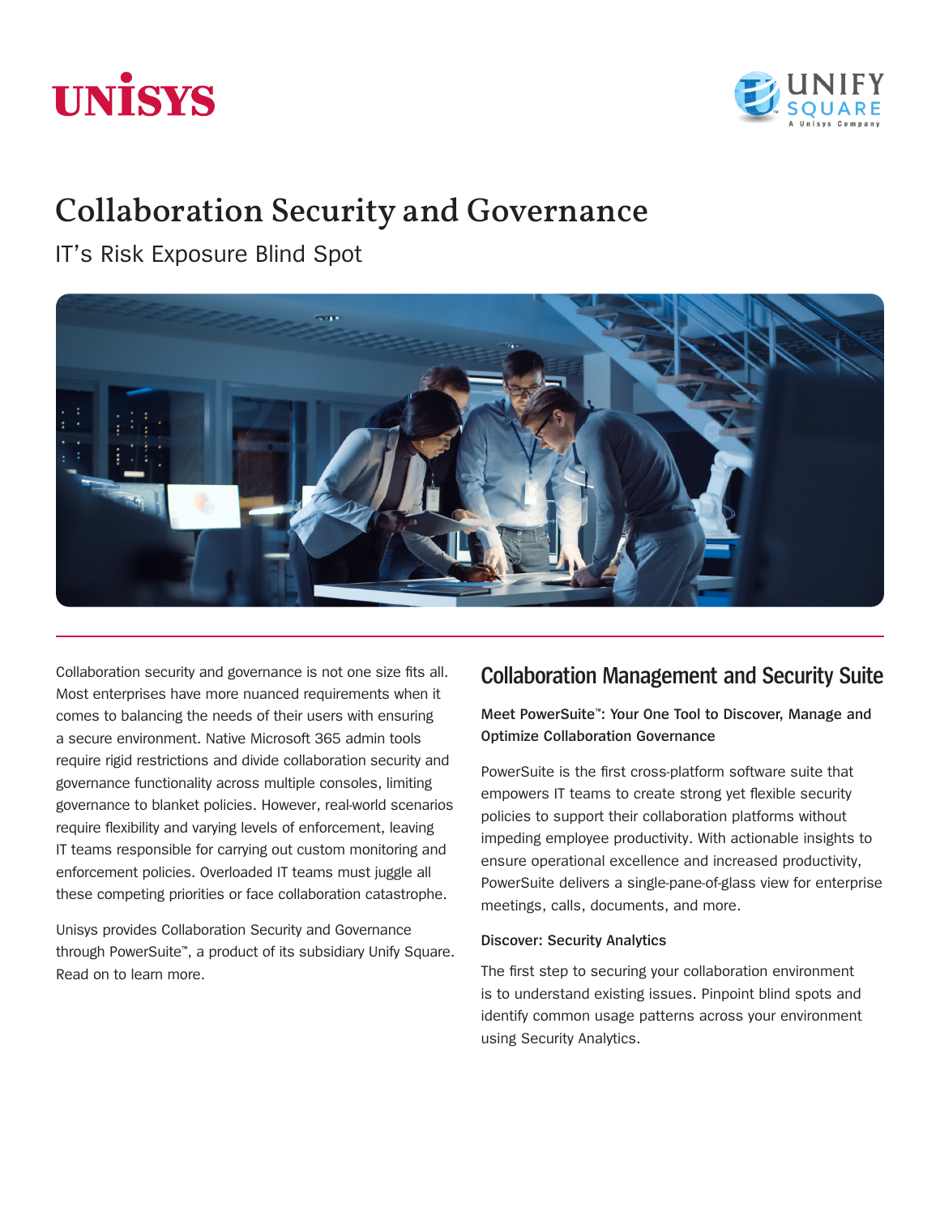# Collaboration Security and Governance

IT's Risk Exposure Blind Spot

Collaboration security and governance is not one size fits all. Most enterprises have more nuanced requirements when it comes to balancing the needs of their users with ensuring a secure environment. Native Microsoft 365 admin tools require rigid restrictions and divide collaboration security and governance functionality across multiple consoles, limiting governance to blanket policies. However, real-world scenarios require flexibility and varying levels of enforcement, leaving IT teams responsible for carrying out custom monitoring and enforcement policies. Overloaded IT teams must juggle all these competing priorities or face collaboration catastrophe.

Unisys provides Collaboration Security and Governance through PowerSuite™, a product of its subsidiary Unify Square. Read on to learn more.

## Collaboration Management and Security Suite

**Meet PowerSuite™: Your One Tool to Discover, Manage and Optimize Collaboration Governance**

PowerSuite is the first cross-platform software suite that empowers IT teams to create strong yet flexible security policies to support their collaboration platforms without impeding employee productivity. With actionable insights to ensure operational excellence and increased productivity, PowerSuite delivers a single-pane-of-glass view for enterprise meetings, calls, documents, and more.

**Discover: Security Analytics**

The first step to securing your collaboration environment is to understand existing issues. Pinpoint blind spots and identify common usage patterns across your environment using Security Analytics.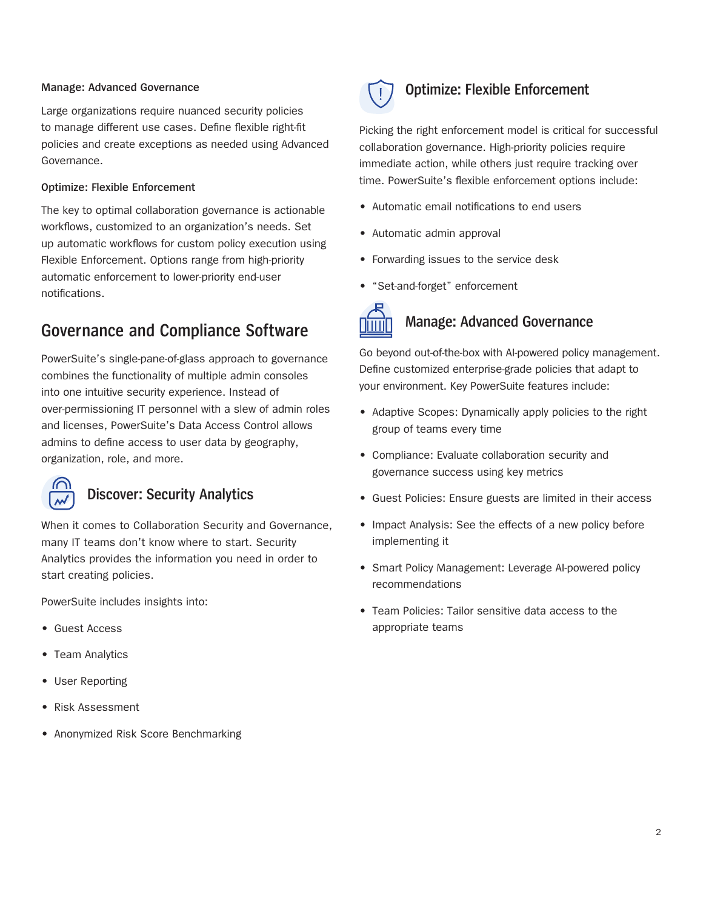**Manage: Advanced Governance**

Large organizations require nuanced security policies to manage different use cases. Define flexible right-fit policies and create exceptions as needed using Advanced Governance.

**Optimize: Flexible Enforcement**

The key to optimal collaboration governance is actionable workflows, customized to an organization's needs. Set up automatic workflows for custom policy execution using Flexible Enforcement. Options range from high-priority automatic enforcement to lower-priority end-user notifications.

## Governance and Compliance Software

PowerSuite's single-pane-of-glass approach to governance combines the functionality of multiple admin consoles into one intuitive security experience. Instead of over-permissioning IT personnel with a slew of admin roles and licenses, PowerSuite's Data Access Control allows admins to define access to user data by geography, organization, role, and more.

### Discover: Security Analytics

When it comes to Collaboration Security and Governance, many IT teams don't know where to start. Security Analytics provides the information you need in order to start creating policies.

PowerSuite includes insights into:

- Guest Access
- Team Analytics
- User Reporting
- Risk Assessment
- Anonymized Risk Score Benchmarking

### Optimize: Flexible Enforcement

Picking the right enforcement model is critical for successful collaboration governance. High-priority policies require immediate action, while others just require tracking over time. PowerSuite's flexible enforcement options include:

- Automatic email notifications to end users
- Automatic admin approval
- Forwarding issues to the service desk
- "Set-and-forget" enforcement

### Manage: Advanced Governance

Go beyond out-of-the-box with AI-powered policy management. Define customized enterprise-grade policies that adapt to your environment. Key PowerSuite features include:

- Adaptive Scopes: Dynamically apply policies to the right group of teams every time
- Compliance: Evaluate collaboration security and governance success using key metrics
- Guest Policies: Ensure guests are limited in their access
- Impact Analysis: See the effects of a new policy before implementing it
- Smart Policy Management: Leverage AI-powered policy recommendations
- Team Policies: Tailor sensitive data access to the appropriate teams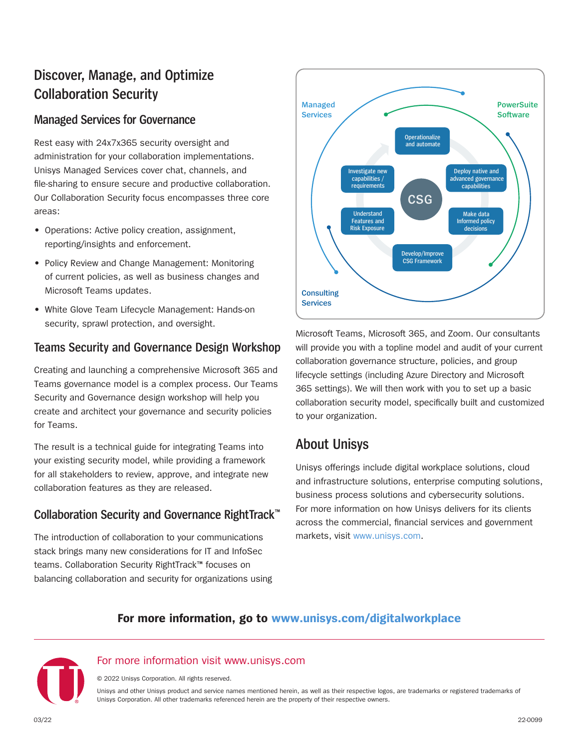# Discover, Manage, and Optimize Collaboration Security

## Managed Services for Governance

Rest easy with 24x7x365 security oversight and administration for your collaboration implementations. Unisys Managed Services cover chat, channels, and file-sharing to ensure secure and productive collaboration. Our Collaboration Security focus encompasses three core areas:

- Operations: Active policy creation, assignment, reporting/insights and enforcement.
- Policy Review and Change Management: Monitoring of current policies, as well as business changes and Microsoft Teams updates.
- White Glove Team Lifecycle Management: Hands-on security, sprawl protection, and oversight.

## Teams Security and Governance Design Workshop

Creating and launching a comprehensive Microsoft 365 and Teams governance model is a complex process. Our Teams Security and Governance design workshop will help you create and architect your governance and security policies for Teams.

The result is a technical guide for integrating Teams into your existing security model, while providing a framework for all stakeholders to review, approve, and integrate new collaboration features as they are released.

## Collaboration Security and Governance RightTrack™

The introduction of collaboration to your communications stack brings many new considerations for IT and InfoSec teams. Collaboration Security RightTrack™ focuses on balancing collaboration and security for organizations using

Managed Services

PowerSuite Software

Consulting Services

CSG

Operationalize and automate

Deploy native and advanced governance capabilities

Make data Informed policy decisions

Develop/Improve CSG Framework

Understand Features and Risk Exposure

Investigate new capabilities / requirements

Microsoft Teams, Microsoft 365, and Zoom. Our consultants will provide you with a topline model and audit of your current collaboration governance structure, policies, and group lifecycle settings (including Azure Directory and Microsoft 365 settings). We will then work with you to set up a basic collaboration security model, specifically built and customized to your organization.

## About Unisys

Unisys offerings include digital workplace solutions, cloud and infrastructure solutions, enterprise computing solutions, business process solutions and cybersecurity solutions. For more information on how Unisys delivers for its clients across the commercial, financial services and government markets, visit www.unisys.com.

**For more information, go to www.unisys.com/digitalworkplace**

For more information visit www.unisys.com

© 2022 Unisys Corporation. All rights reserved.

Unisys and other Unisys product and service names mentioned herein, as well as their respective logos, are trademarks or registered trademarks of Unisys Corporation. All other trademarks referenced herein are the property of their respective owners.

03/22

22-0099